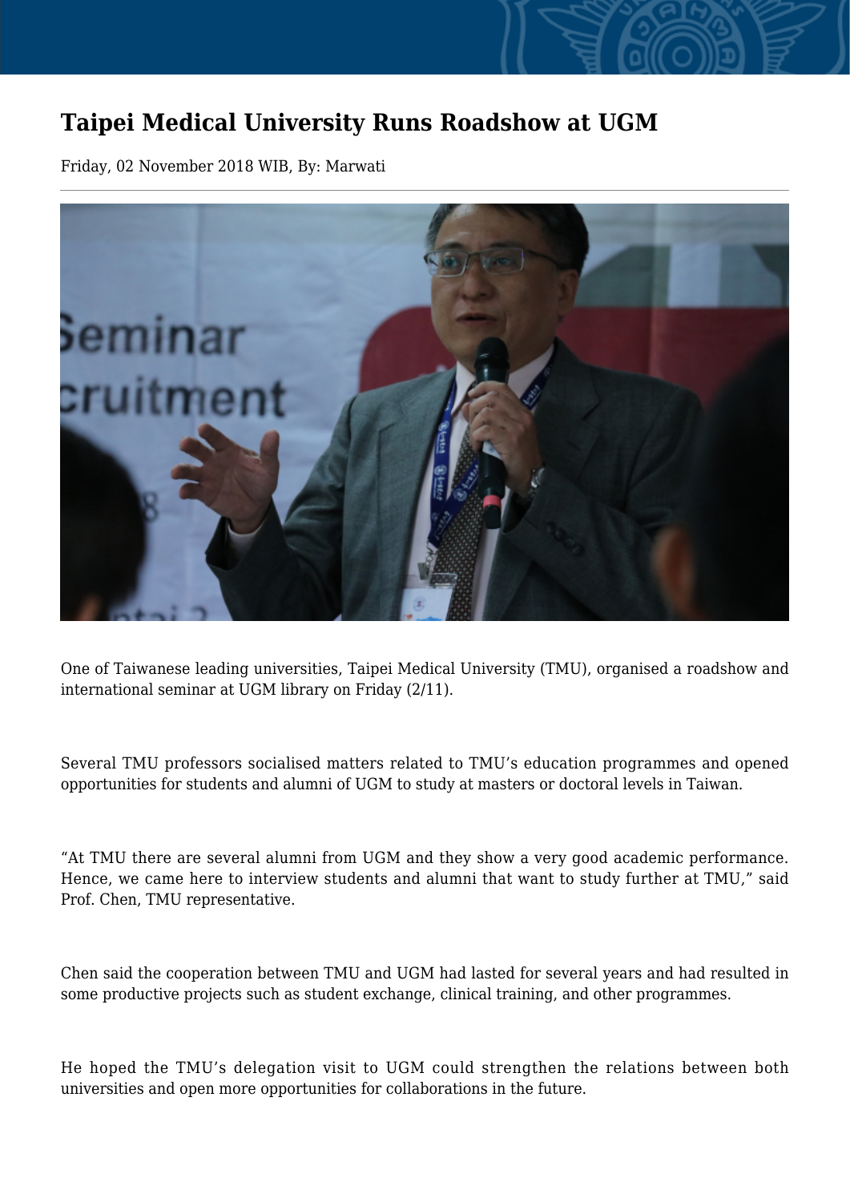# Taipei Medical University Runs Roadshow at UGM

Friday, 02 November 2018 WIB, By: Marwati

One of Taiwanese leading universities, Taipei Medical University (TMU), organised a roadshow and international seminar at UGM library on Friday (2/11).

Several TMU professors socialised matters related to TMU's education programmes and opened opportunities for students and alumni of UGM to study at masters or doctoral levels in Taiwan.

"At TMU there are several alumni from UGM and they show a very good academic performance. Hence, we came here to interview students and alumni that want to study further at TMU," said Prof. Chen, TMU representative.

Chen said the cooperation between TMU and UGM had lasted for several years and had resulted in some productive projects such as student exchange, clinical training, and other programmes.

He hoped the TMU's delegation visit to UGM could strengthen the relations between both universities and open more opportunities for collaborations in the future.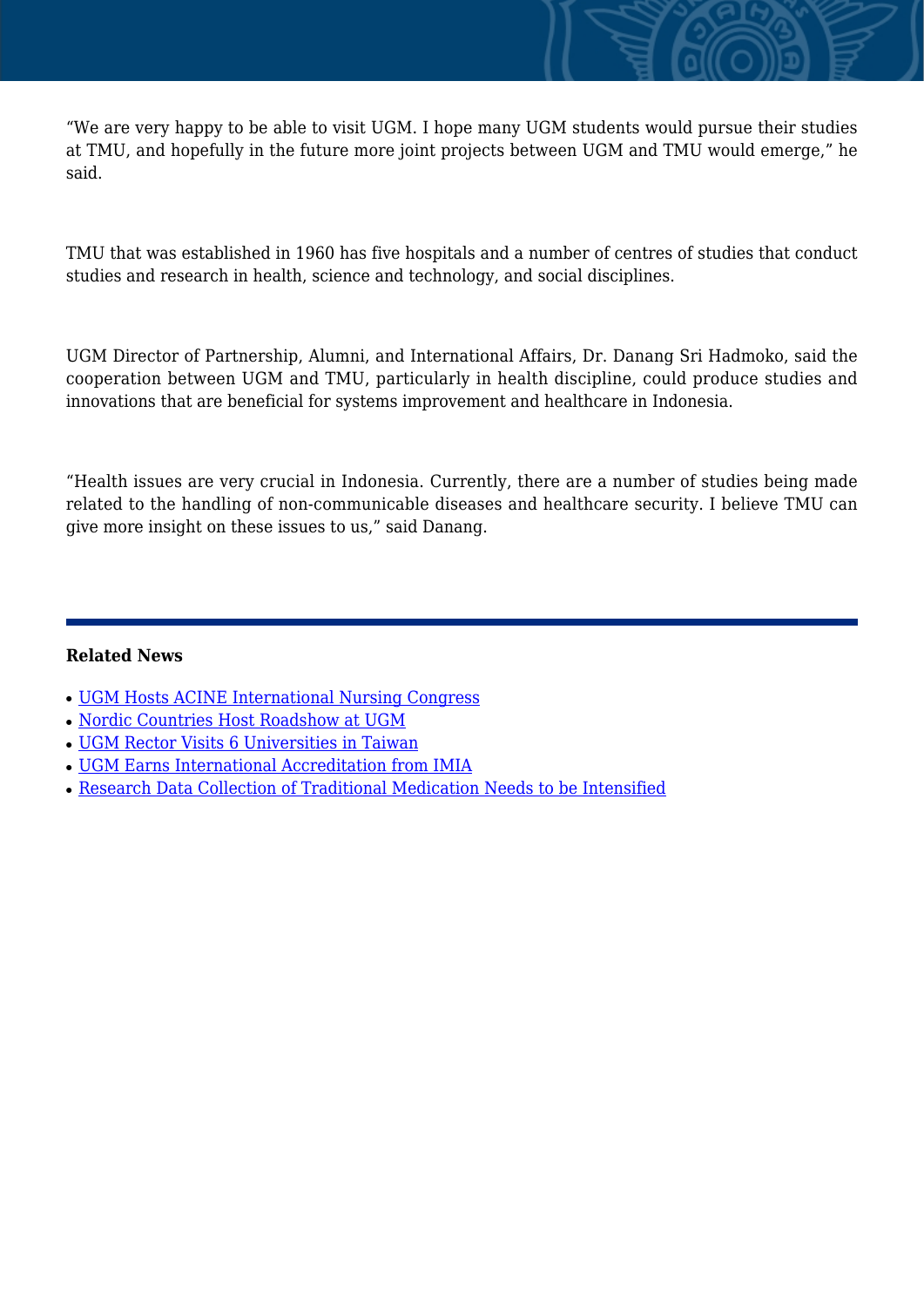"We are very happy to be able to visit UGM. I hope many UGM students would pursue their studies at TMU, and hopefully in the future more joint projects between UGM and TMU would emerge," he said.

TMU that was established in 1960 has five hospitals and a number of centres of studies that conduct studies and research in health, science and technology, and social disciplines.

UGM Director of Partnership, Alumni, and International Affairs, Dr. Danang Sri Hadmoko, said the cooperation between UGM and TMU, particularly in health discipline, could produce studies and innovations that are beneficial for systems improvement and healthcare in Indonesia.

"Health issues are very crucial in Indonesia. Currently, there are a number of studies being made related to the handling of non-communicable diseases and healthcare security. I believe TMU can give more insight on these issues to us," said Danang.

---

**Related News**

- UGM Hosts ACINE International Nursing Congress
- Nordic Countries Host Roadshow at UGM
- UGM Rector Visits 6 Universities in Taiwan
- UGM Earns International Accreditation from IMIA
- Research Data Collection of Traditional Medication Needs to be Intensified